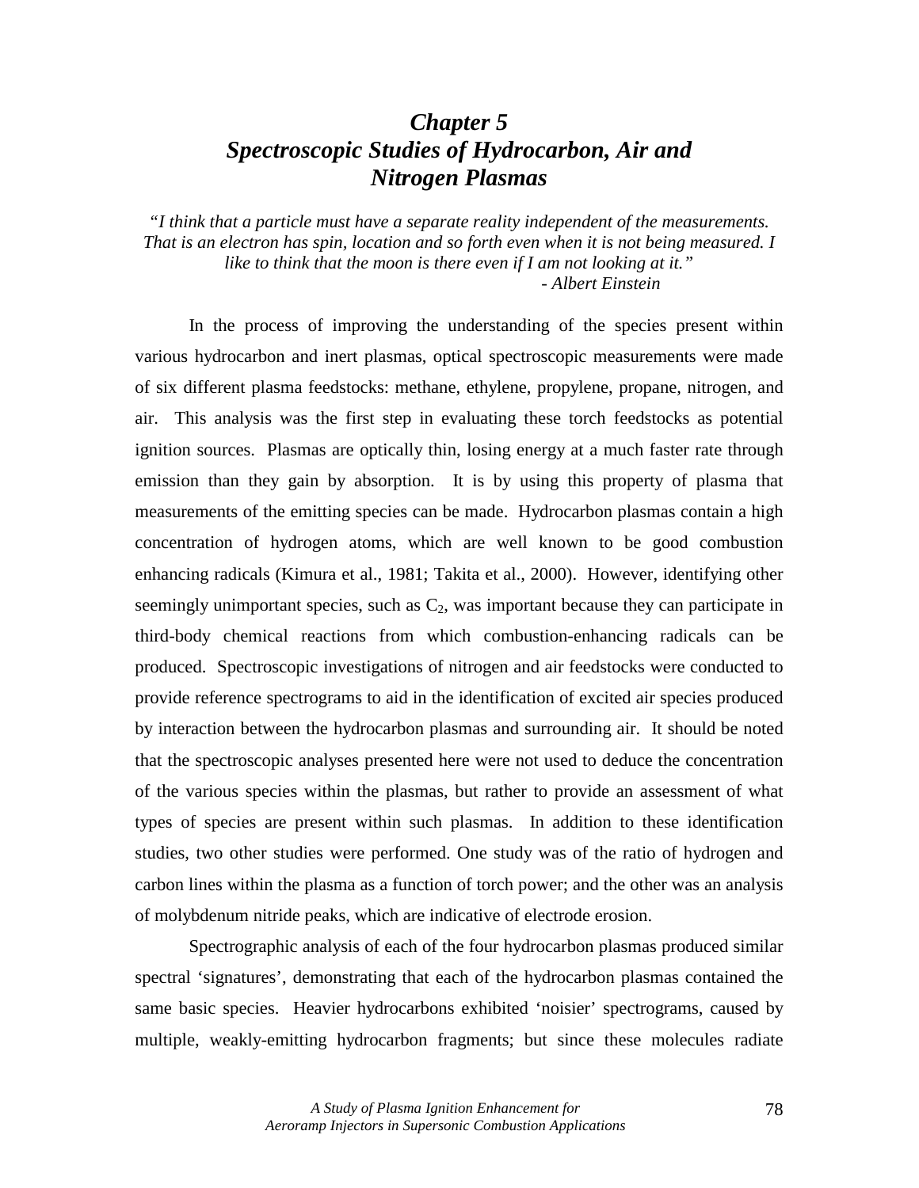# *Chapter 5*
# *Spectroscopic Studies of Hydrocarbon, Air and Nitrogen Plasmas*

*"I think that a particle must have a separate reality independent of the measurements. That is an electron has spin, location and so forth even when it is not being measured. I like to think that the moon is there even if I am not looking at it."*

*- Albert Einstein*

In the process of improving the understanding of the species present within various hydrocarbon and inert plasmas, optical spectroscopic measurements were made of six different plasma feedstocks: methane, ethylene, propylene, propane, nitrogen, and air. This analysis was the first step in evaluating these torch feedstocks as potential ignition sources. Plasmas are optically thin, losing energy at a much faster rate through emission than they gain by absorption. It is by using this property of plasma that measurements of the emitting species can be made. Hydrocarbon plasmas contain a high concentration of hydrogen atoms, which are well known to be good combustion enhancing radicals (Kimura et al., 1981; Takita et al., 2000). However, identifying other seemingly unimportant species, such as $C_2$, was important because they can participate in third-body chemical reactions from which combustion-enhancing radicals can be produced. Spectroscopic investigations of nitrogen and air feedstocks were conducted to provide reference spectrograms to aid in the identification of excited air species produced by interaction between the hydrocarbon plasmas and surrounding air. It should be noted that the spectroscopic analyses presented here were not used to deduce the concentration of the various species within the plasmas, but rather to provide an assessment of what types of species are present within such plasmas. In addition to these identification studies, two other studies were performed. One study was of the ratio of hydrogen and carbon lines within the plasma as a function of torch power; and the other was an analysis of molybdenum nitride peaks, which are indicative of electrode erosion.

Spectrographic analysis of each of the four hydrocarbon plasmas produced similar spectral 'signatures', demonstrating that each of the hydrocarbon plasmas contained the same basic species. Heavier hydrocarbons exhibited 'noisier' spectrograms, caused by multiple, weakly-emitting hydrocarbon fragments; but since these molecules radiate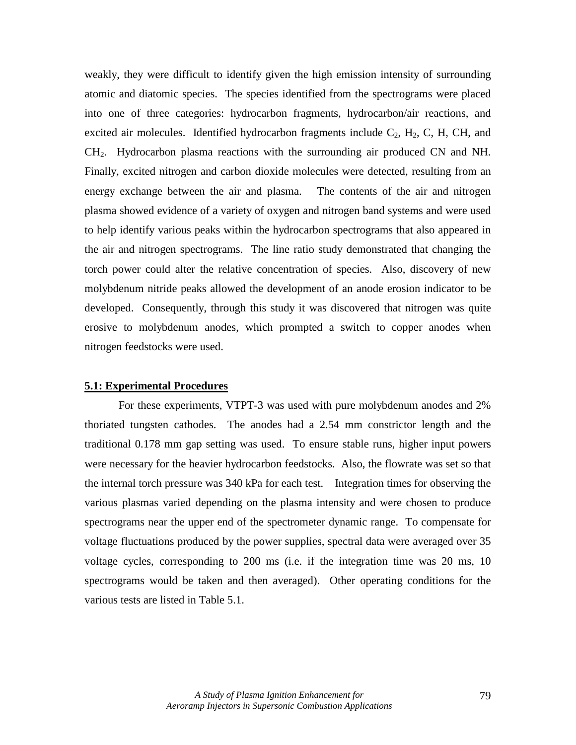weakly, they were difficult to identify given the high emission intensity of surrounding atomic and diatomic species. The species identified from the spectrograms were placed into one of three categories: hydrocarbon fragments, hydrocarbon/air reactions, and excited air molecules. Identified hydrocarbon fragments include $C_2$, $H_2$, C, H, CH, and $CH_2$. Hydrocarbon plasma reactions with the surrounding air produced CN and NH. Finally, excited nitrogen and carbon dioxide molecules were detected, resulting from an energy exchange between the air and plasma. The contents of the air and nitrogen plasma showed evidence of a variety of oxygen and nitrogen band systems and were used to help identify various peaks within the hydrocarbon spectrograms that also appeared in the air and nitrogen spectrograms. The line ratio study demonstrated that changing the torch power could alter the relative concentration of species. Also, discovery of new molybdenum nitride peaks allowed the development of an anode erosion indicator to be developed. Consequently, through this study it was discovered that nitrogen was quite erosive to molybdenum anodes, which prompted a switch to copper anodes when nitrogen feedstocks were used.

## 5.1: Experimental Procedures

For these experiments, VTPT-3 was used with pure molybdenum anodes and 2% thoriated tungsten cathodes. The anodes had a 2.54 mm constrictor length and the traditional 0.178 mm gap setting was used. To ensure stable runs, higher input powers were necessary for the heavier hydrocarbon feedstocks. Also, the flowrate was set so that the internal torch pressure was 340 kPa for each test. Integration times for observing the various plasmas varied depending on the plasma intensity and were chosen to produce spectrograms near the upper end of the spectrometer dynamic range. To compensate for voltage fluctuations produced by the power supplies, spectral data were averaged over 35 voltage cycles, corresponding to 200 ms (i.e. if the integration time was 20 ms, 10 spectrograms would be taken and then averaged). Other operating conditions for the various tests are listed in Table 5.1.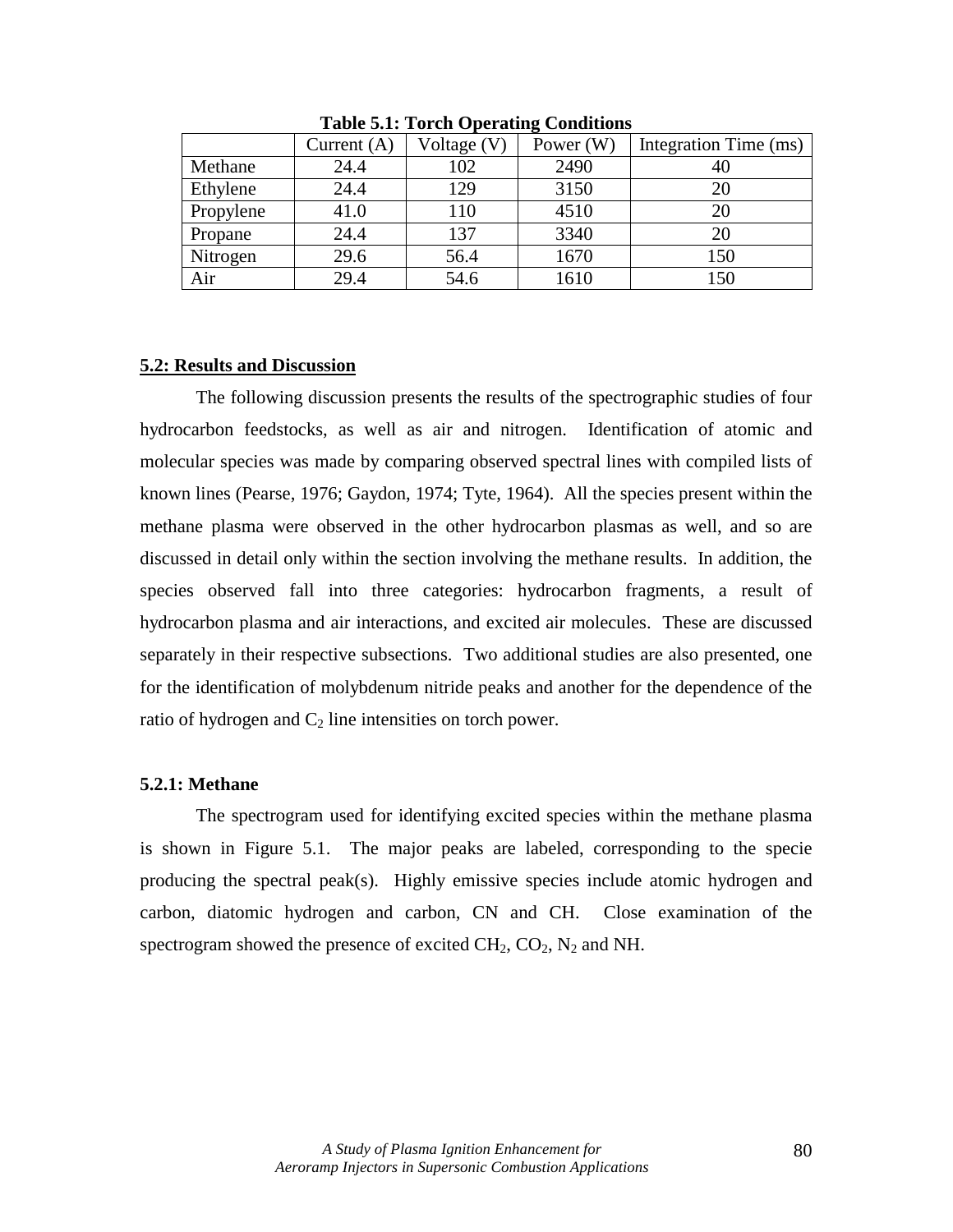**Table 5.1: Torch Operating Conditions**

| | Current (A) | Voltage (V) | Power (W) | Integration Time (ms) |
|---|---|---|---|---|
| Methane | 24.4 | 102 | 2490 | 40 |
| Ethylene | 24.4 | 129 | 3150 | 20 |
| Propylene | 41.0 | 110 | 4510 | 20 |
| Propane | 24.4 | 137 | 3340 | 20 |
| Nitrogen | 29.6 | 56.4 | 1670 | 150 |
| Air | 29.4 | 54.6 | 1610 | 150 |

## 5.2: Results and Discussion

The following discussion presents the results of the spectrographic studies of four hydrocarbon feedstocks, as well as air and nitrogen. Identification of atomic and molecular species was made by comparing observed spectral lines with compiled lists of known lines (Pearse, 1976; Gaydon, 1974; Tyte, 1964). All the species present within the methane plasma were observed in the other hydrocarbon plasmas as well, and so are discussed in detail only within the section involving the methane results. In addition, the species observed fall into three categories: hydrocarbon fragments, a result of hydrocarbon plasma and air interactions, and excited air molecules. These are discussed separately in their respective subsections. Two additional studies are also presented, one for the identification of molybdenum nitride peaks and another for the dependence of the ratio of hydrogen and $C_2$ line intensities on torch power.

### 5.2.1: Methane

The spectrogram used for identifying excited species within the methane plasma is shown in Figure 5.1. The major peaks are labeled, corresponding to the specie producing the spectral peak(s). Highly emissive species include atomic hydrogen and carbon, diatomic hydrogen and carbon, CN and CH. Close examination of the spectrogram showed the presence of excited $CH_2$, $CO_2$, $N_2$ and NH.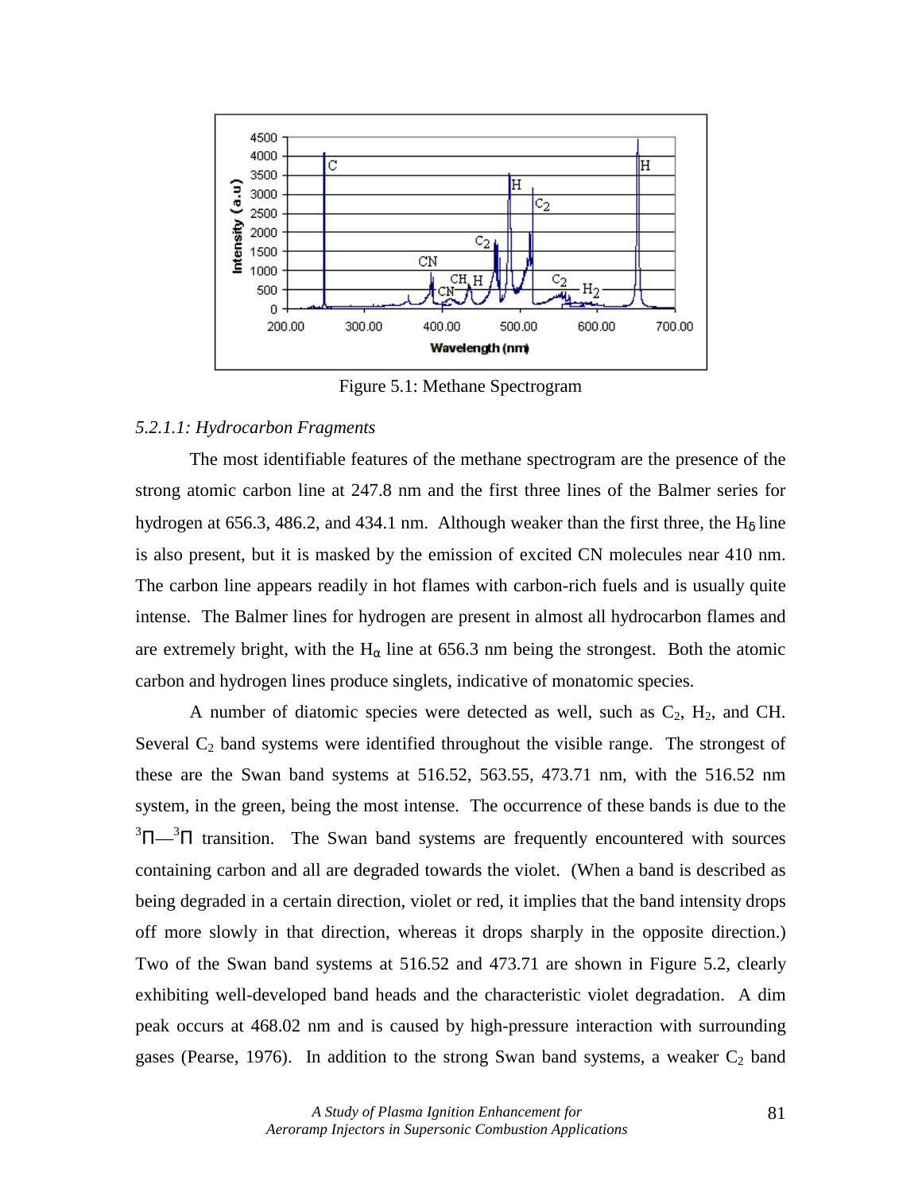Figure 5.1: Methane Spectrogram

*5.2.1.1: Hydrocarbon Fragments*

The most identifiable features of the methane spectrogram are the presence of the strong atomic carbon line at 247.8 nm and the first three lines of the Balmer series for hydrogen at 656.3, 486.2, and 434.1 nm. Although weaker than the first three, the $H_\delta$ line is also present, but it is masked by the emission of excited CN molecules near 410 nm. The carbon line appears readily in hot flames with carbon-rich fuels and is usually quite intense. The Balmer lines for hydrogen are present in almost all hydrocarbon flames and are extremely bright, with the $H_\alpha$ line at 656.3 nm being the strongest. Both the atomic carbon and hydrogen lines produce singlets, indicative of monatomic species.

A number of diatomic species were detected as well, such as $C_2$, $H_2$, and CH. Several $C_2$ band systems were identified throughout the visible range. The strongest of these are the Swan band systems at 516.52, 563.55, 473.71 nm, with the 516.52 nm system, in the green, being the most intense. The occurrence of these bands is due to the $^3\Pi$—$^3\Pi$ transition. The Swan band systems are frequently encountered with sources containing carbon and all are degraded towards the violet. (When a band is described as being degraded in a certain direction, violet or red, it implies that the band intensity drops off more slowly in that direction, whereas it drops sharply in the opposite direction.) Two of the Swan band systems at 516.52 and 473.71 are shown in Figure 5.2, clearly exhibiting well-developed band heads and the characteristic violet degradation. A dim peak occurs at 468.02 nm and is caused by high-pressure interaction with surrounding gases (Pearse, 1976). In addition to the strong Swan band systems, a weaker $C_2$ band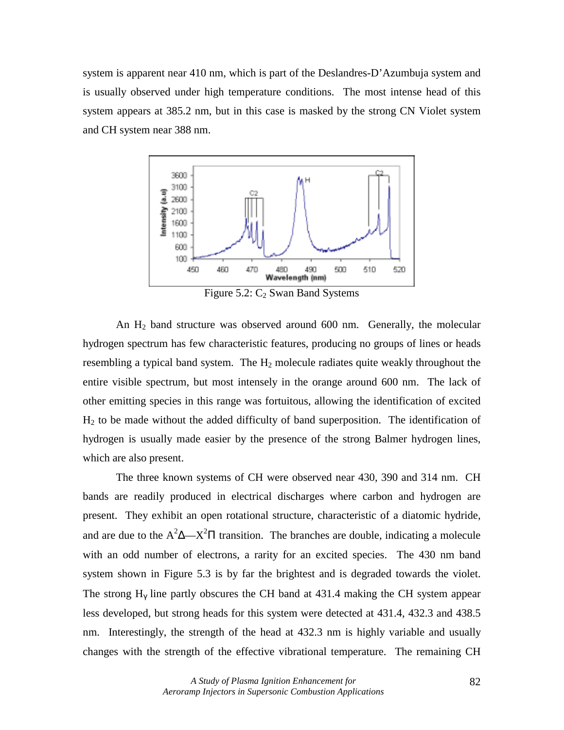system is apparent near 410 nm, which is part of the Deslandres-D'Azumbuja system and is usually observed under high temperature conditions. The most intense head of this system appears at 385.2 nm, but in this case is masked by the strong CN Violet system and CH system near 388 nm.

Figure 5.2: $C_2$ Swan Band Systems

An $H_2$ band structure was observed around 600 nm. Generally, the molecular hydrogen spectrum has few characteristic features, producing no groups of lines or heads resembling a typical band system. The $H_2$ molecule radiates quite weakly throughout the entire visible spectrum, but most intensely in the orange around 600 nm. The lack of other emitting species in this range was fortuitous, allowing the identification of excited $H_2$ to be made without the added difficulty of band superposition. The identification of hydrogen is usually made easier by the presence of the strong Balmer hydrogen lines, which are also present.

The three known systems of CH were observed near 430, 390 and 314 nm. CH bands are readily produced in electrical discharges where carbon and hydrogen are present. They exhibit an open rotational structure, characteristic of a diatomic hydride, and are due to the $A^2\Delta$—$X^2\Pi$ transition. The branches are double, indicating a molecule with an odd number of electrons, a rarity for an excited species. The 430 nm band system shown in Figure 5.3 is by far the brightest and is degraded towards the violet. The strong $H_\gamma$ line partly obscures the CH band at 431.4 making the CH system appear less developed, but strong heads for this system were detected at 431.4, 432.3 and 438.5 nm. Interestingly, the strength of the head at 432.3 nm is highly variable and usually changes with the strength of the effective vibrational temperature. The remaining CH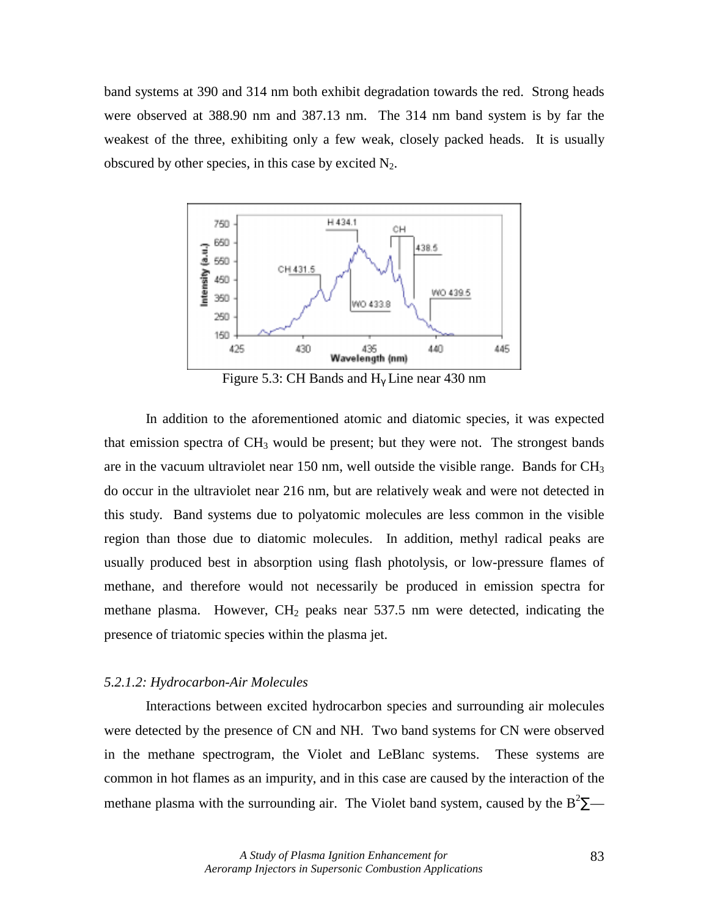band systems at 390 and 314 nm both exhibit degradation towards the red. Strong heads were observed at 388.90 nm and 387.13 nm. The 314 nm band system is by far the weakest of the three, exhibiting only a few weak, closely packed heads. It is usually obscured by other species, in this case by excited $N_2$.

Figure 5.3: CH Bands and $H_\gamma$ Line near 430 nm

In addition to the aforementioned atomic and diatomic species, it was expected that emission spectra of $CH_3$ would be present; but they were not. The strongest bands are in the vacuum ultraviolet near 150 nm, well outside the visible range. Bands for $CH_3$ do occur in the ultraviolet near 216 nm, but are relatively weak and were not detected in this study. Band systems due to polyatomic molecules are less common in the visible region than those due to diatomic molecules. In addition, methyl radical peaks are usually produced best in absorption using flash photolysis, or low-pressure flames of methane, and therefore would not necessarily be produced in emission spectra for methane plasma. However, $CH_2$ peaks near 537.5 nm were detected, indicating the presence of triatomic species within the plasma jet.

*5.2.1.2: Hydrocarbon-Air Molecules*

Interactions between excited hydrocarbon species and surrounding air molecules were detected by the presence of CN and NH. Two band systems for CN were observed in the methane spectrogram, the Violet and LeBlanc systems. These systems are common in hot flames as an impurity, and in this case are caused by the interaction of the methane plasma with the surrounding air. The Violet band system, caused by the $B^2\Sigma$—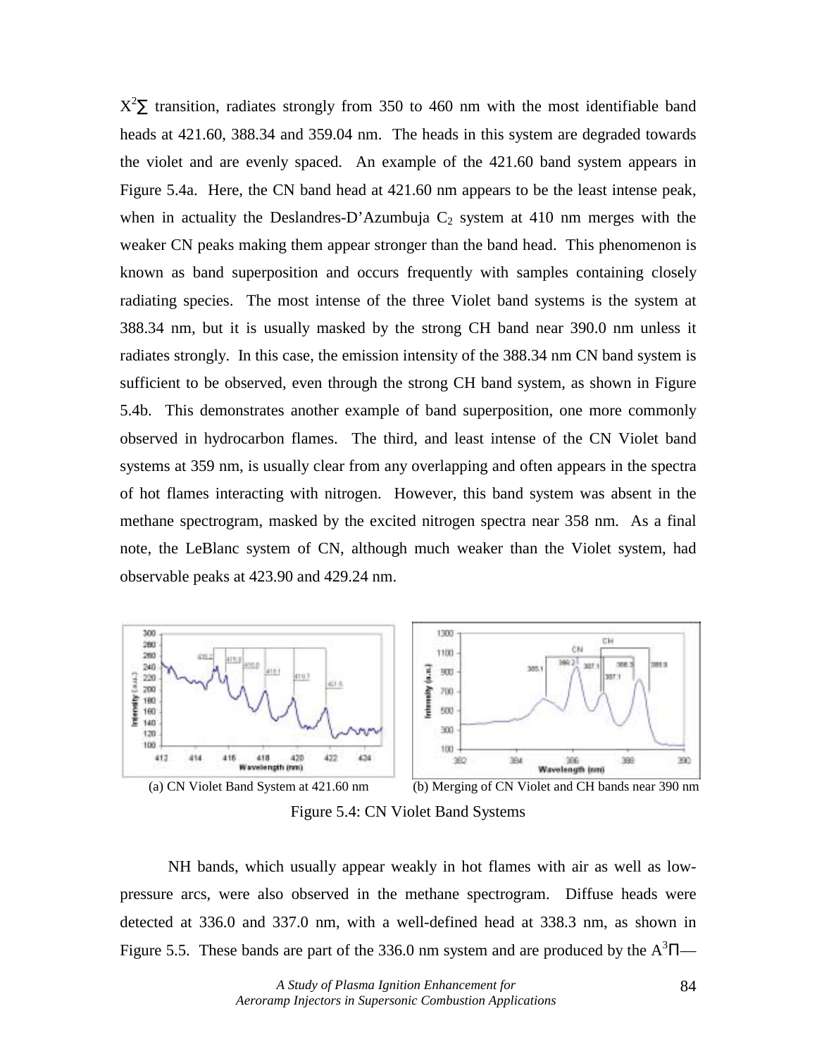$X^2\Sigma$ transition, radiates strongly from 350 to 460 nm with the most identifiable band heads at 421.60, 388.34 and 359.04 nm. The heads in this system are degraded towards the violet and are evenly spaced. An example of the 421.60 band system appears in Figure 5.4a. Here, the CN band head at 421.60 nm appears to be the least intense peak, when in actuality the Deslandres-D'Azumbuja $C_2$ system at 410 nm merges with the weaker CN peaks making them appear stronger than the band head. This phenomenon is known as band superposition and occurs frequently with samples containing closely radiating species. The most intense of the three Violet band systems is the system at 388.34 nm, but it is usually masked by the strong CH band near 390.0 nm unless it radiates strongly. In this case, the emission intensity of the 388.34 nm CN band system is sufficient to be observed, even through the strong CH band system, as shown in Figure 5.4b. This demonstrates another example of band superposition, one more commonly observed in hydrocarbon flames. The third, and least intense of the CN Violet band systems at 359 nm, is usually clear from any overlapping and often appears in the spectra of hot flames interacting with nitrogen. However, this band system was absent in the methane spectrogram, masked by the excited nitrogen spectra near 358 nm. As a final note, the LeBlanc system of CN, although much weaker than the Violet system, had observable peaks at 423.90 and 429.24 nm.

(a) CN Violet Band System at 421.60 nm

(b) Merging of CN Violet and CH bands near 390 nm

Figure 5.4: CN Violet Band Systems

NH bands, which usually appear weakly in hot flames with air as well as low-pressure arcs, were also observed in the methane spectrogram. Diffuse heads were detected at 336.0 and 337.0 nm, with a well-defined head at 338.3 nm, as shown in Figure 5.5. These bands are part of the 336.0 nm system and are produced by the $A^3\Pi$—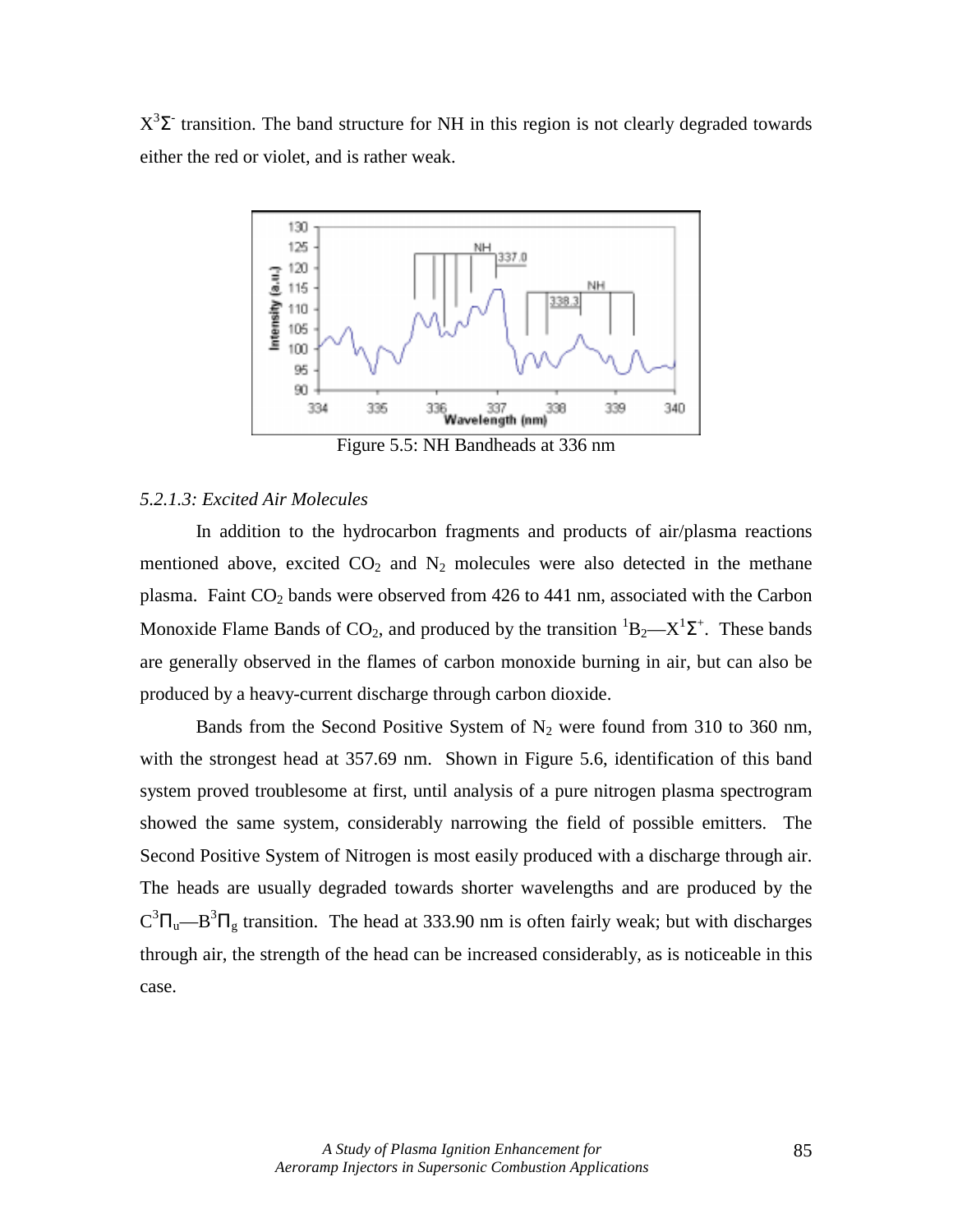$X^3\Sigma^-$ transition. The band structure for NH in this region is not clearly degraded towards either the red or violet, and is rather weak.

Figure 5.5: NH Bandheads at 336 nm

*5.2.1.3: Excited Air Molecules*

In addition to the hydrocarbon fragments and products of air/plasma reactions mentioned above, excited $CO_2$ and $N_2$ molecules were also detected in the methane plasma. Faint $CO_2$ bands were observed from 426 to 441 nm, associated with the Carbon Monoxide Flame Bands of $CO_2$, and produced by the transition $^1B_2$—$X^1\Sigma^+$. These bands are generally observed in the flames of carbon monoxide burning in air, but can also be produced by a heavy-current discharge through carbon dioxide.

Bands from the Second Positive System of $N_2$ were found from 310 to 360 nm, with the strongest head at 357.69 nm. Shown in Figure 5.6, identification of this band system proved troublesome at first, until analysis of a pure nitrogen plasma spectrogram showed the same system, considerably narrowing the field of possible emitters. The Second Positive System of Nitrogen is most easily produced with a discharge through air. The heads are usually degraded towards shorter wavelengths and are produced by the $C^3\Pi_u$—$B^3\Pi_g$ transition. The head at 333.90 nm is often fairly weak; but with discharges through air, the strength of the head can be increased considerably, as is noticeable in this case.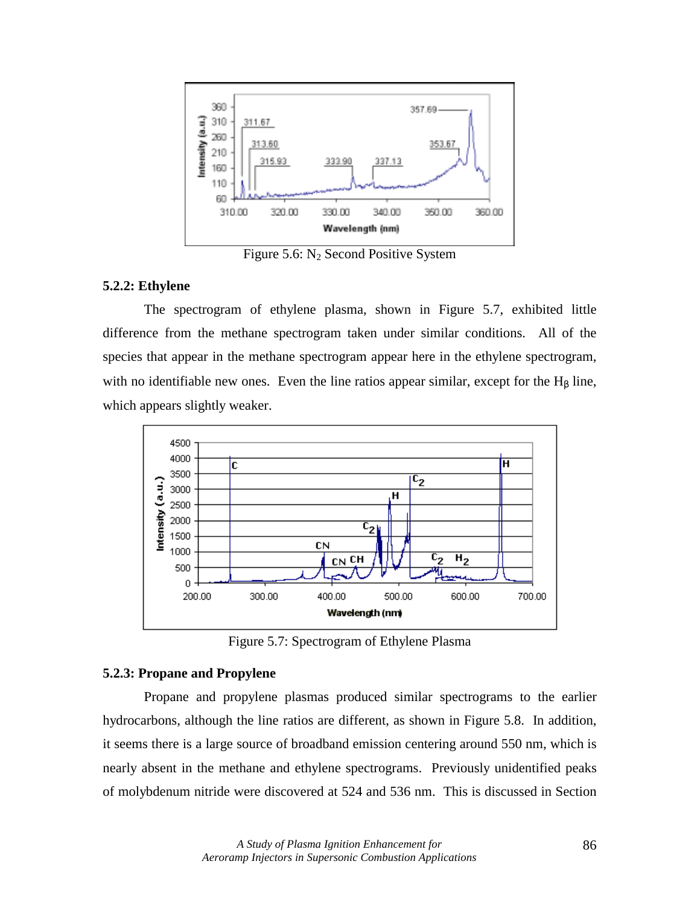Figure 5.6: $N_2$ Second Positive System

### 5.2.2: Ethylene

The spectrogram of ethylene plasma, shown in Figure 5.7, exhibited little difference from the methane spectrogram taken under similar conditions. All of the species that appear in the methane spectrogram appear here in the ethylene spectrogram, with no identifiable new ones. Even the line ratios appear similar, except for the $H_\beta$ line, which appears slightly weaker.

Figure 5.7: Spectrogram of Ethylene Plasma

### 5.2.3: Propane and Propylene

Propane and propylene plasmas produced similar spectrograms to the earlier hydrocarbons, although the line ratios are different, as shown in Figure 5.8. In addition, it seems there is a large source of broadband emission centering around 550 nm, which is nearly absent in the methane and ethylene spectrograms. Previously unidentified peaks of molybdenum nitride were discovered at 524 and 536 nm. This is discussed in Section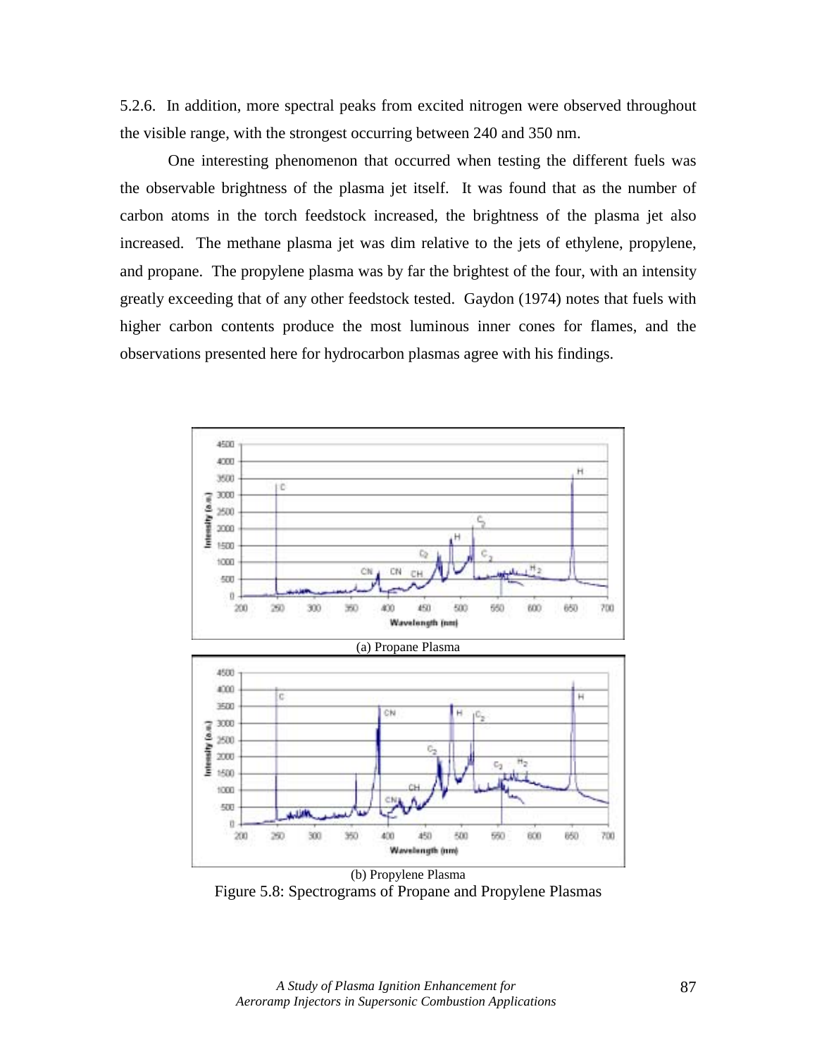5.2.6. In addition, more spectral peaks from excited nitrogen were observed throughout the visible range, with the strongest occurring between 240 and 350 nm.

One interesting phenomenon that occurred when testing the different fuels was the observable brightness of the plasma jet itself. It was found that as the number of carbon atoms in the torch feedstock increased, the brightness of the plasma jet also increased. The methane plasma jet was dim relative to the jets of ethylene, propylene, and propane. The propylene plasma was by far the brightest of the four, with an intensity greatly exceeding that of any other feedstock tested. Gaydon (1974) notes that fuels with higher carbon contents produce the most luminous inner cones for flames, and the observations presented here for hydrocarbon plasmas agree with his findings.

(a) Propane Plasma

(b) Propylene Plasma

Figure 5.8: Spectrograms of Propane and Propylene Plasmas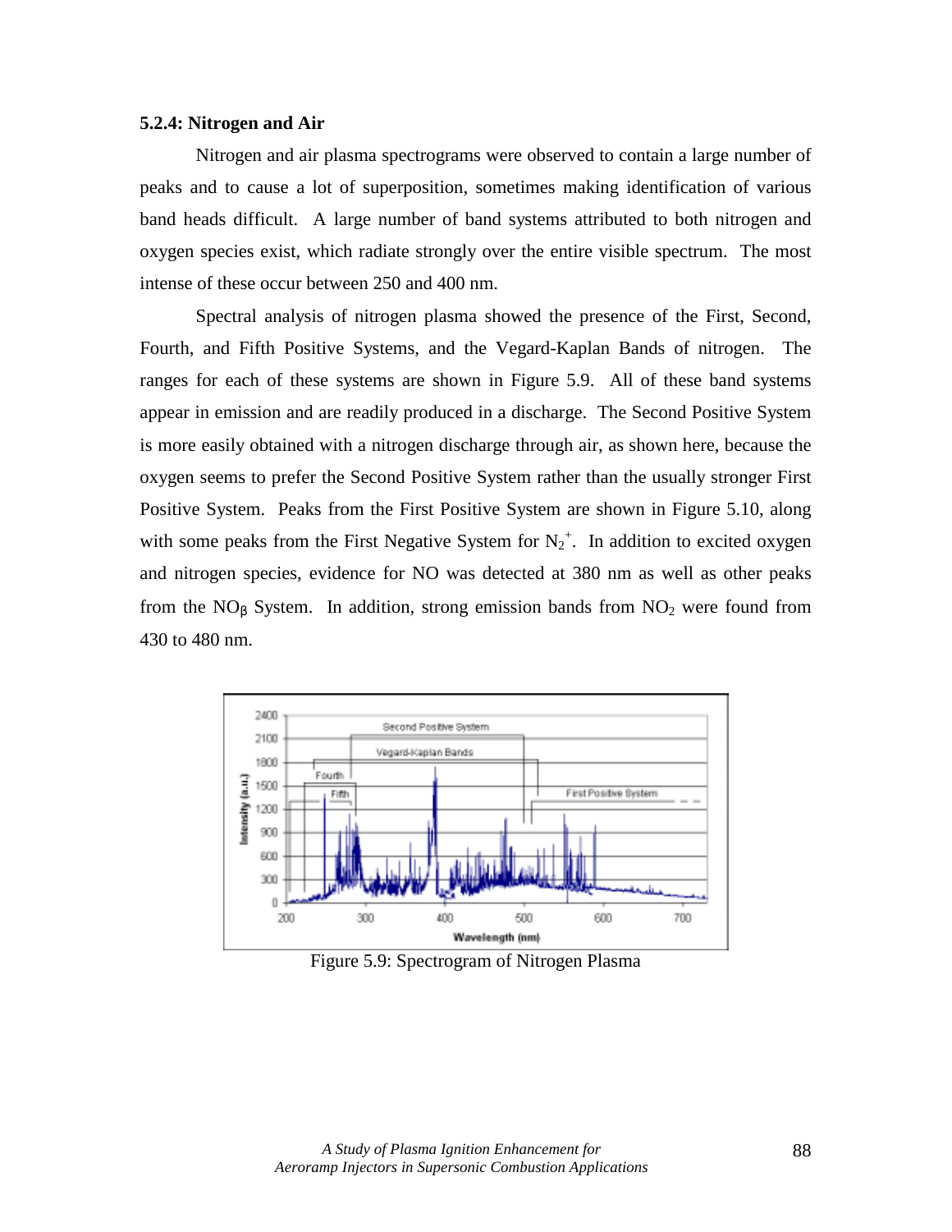### 5.2.4: Nitrogen and Air

Nitrogen and air plasma spectrograms were observed to contain a large number of peaks and to cause a lot of superposition, sometimes making identification of various band heads difficult. A large number of band systems attributed to both nitrogen and oxygen species exist, which radiate strongly over the entire visible spectrum. The most intense of these occur between 250 and 400 nm.

Spectral analysis of nitrogen plasma showed the presence of the First, Second, Fourth, and Fifth Positive Systems, and the Vegard-Kaplan Bands of nitrogen. The ranges for each of these systems are shown in Figure 5.9. All of these band systems appear in emission and are readily produced in a discharge. The Second Positive System is more easily obtained with a nitrogen discharge through air, as shown here, because the oxygen seems to prefer the Second Positive System rather than the usually stronger First Positive System. Peaks from the First Positive System are shown in Figure 5.10, along with some peaks from the First Negative System for $N_2^+$. In addition to excited oxygen and nitrogen species, evidence for NO was detected at 380 nm as well as other peaks from the $NO_\beta$ System. In addition, strong emission bands from $NO_2$ were found from 430 to 480 nm.

Figure 5.9: Spectrogram of Nitrogen Plasma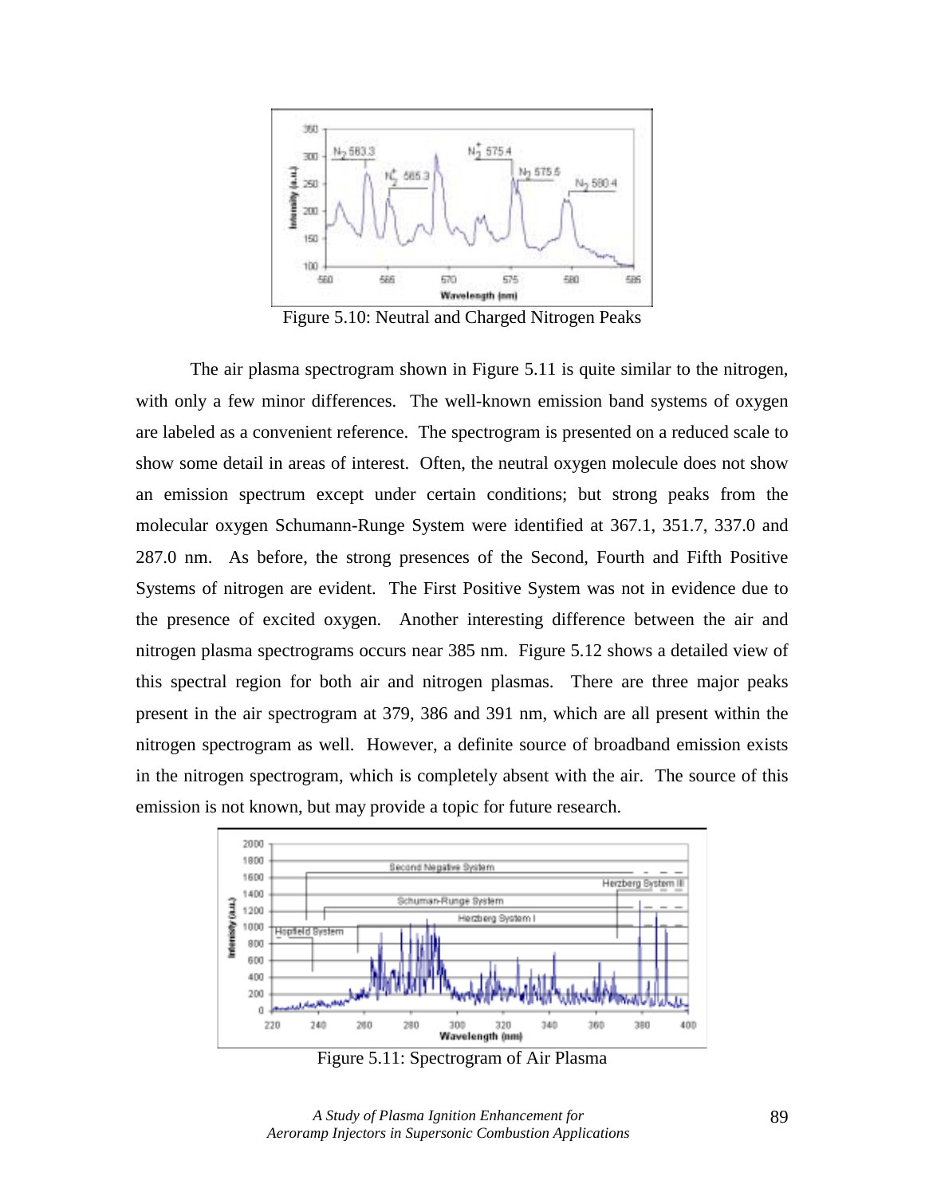Figure 5.10: Neutral and Charged Nitrogen Peaks

The air plasma spectrogram shown in Figure 5.11 is quite similar to the nitrogen, with only a few minor differences. The well-known emission band systems of oxygen are labeled as a convenient reference. The spectrogram is presented on a reduced scale to show some detail in areas of interest. Often, the neutral oxygen molecule does not show an emission spectrum except under certain conditions; but strong peaks from the molecular oxygen Schumann-Runge System were identified at 367.1, 351.7, 337.0 and 287.0 nm. As before, the strong presences of the Second, Fourth and Fifth Positive Systems of nitrogen are evident. The First Positive System was not in evidence due to the presence of excited oxygen. Another interesting difference between the air and nitrogen plasma spectrograms occurs near 385 nm. Figure 5.12 shows a detailed view of this spectral region for both air and nitrogen plasmas. There are three major peaks present in the air spectrogram at 379, 386 and 391 nm, which are all present within the nitrogen spectrogram as well. However, a definite source of broadband emission exists in the nitrogen spectrogram, which is completely absent with the air. The source of this emission is not known, but may provide a topic for future research.

Figure 5.11: Spectrogram of Air Plasma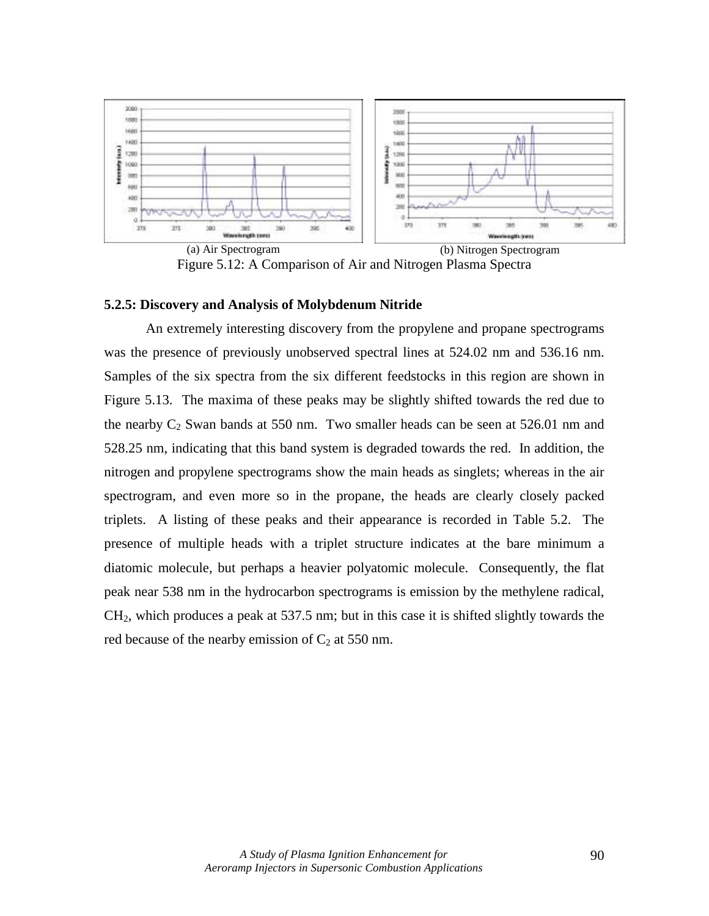(a) Air Spectrogram

(b) Nitrogen Spectrogram

Figure 5.12: A Comparison of Air and Nitrogen Plasma Spectra

### 5.2.5: Discovery and Analysis of Molybdenum Nitride

An extremely interesting discovery from the propylene and propane spectrograms was the presence of previously unobserved spectral lines at 524.02 nm and 536.16 nm. Samples of the six spectra from the six different feedstocks in this region are shown in Figure 5.13. The maxima of these peaks may be slightly shifted towards the red due to the nearby $C_2$ Swan bands at 550 nm. Two smaller heads can be seen at 526.01 nm and 528.25 nm, indicating that this band system is degraded towards the red. In addition, the nitrogen and propylene spectrograms show the main heads as singlets; whereas in the air spectrogram, and even more so in the propane, the heads are clearly closely packed triplets. A listing of these peaks and their appearance is recorded in Table 5.2. The presence of multiple heads with a triplet structure indicates at the bare minimum a diatomic molecule, but perhaps a heavier polyatomic molecule. Consequently, the flat peak near 538 nm in the hydrocarbon spectrograms is emission by the methylene radical, $CH_2$, which produces a peak at 537.5 nm; but in this case it is shifted slightly towards the red because of the nearby emission of $C_2$ at 550 nm.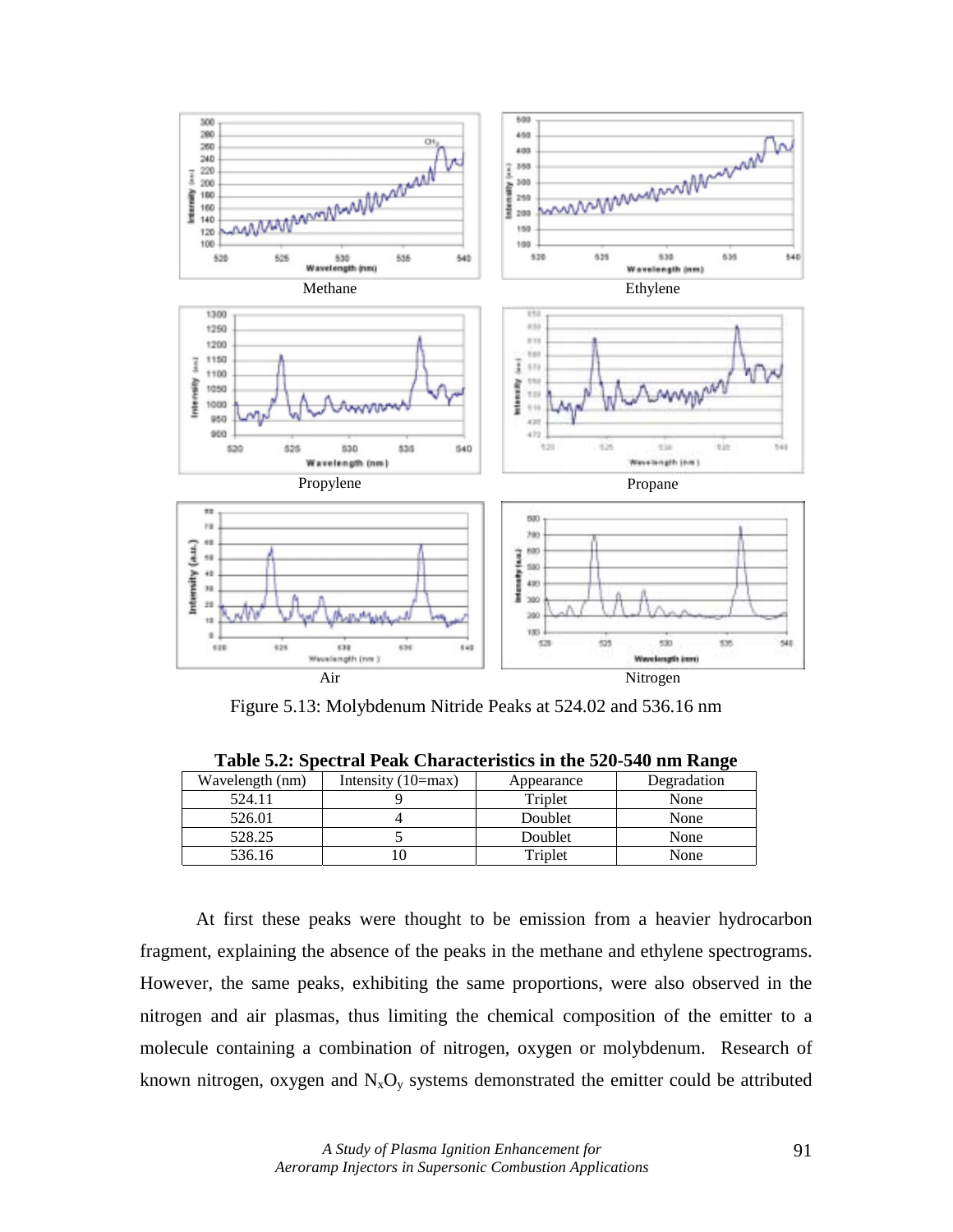Methane

Ethylene

Propylene

Propane

Air

Nitrogen

Figure 5.13: Molybdenum Nitride Peaks at 524.02 and 536.16 nm

**Table 5.2: Spectral Peak Characteristics in the 520-540 nm Range**

| Wavelength (nm) | Intensity (10=max) | Appearance | Degradation |
|---|---|---|---|
| 524.11 | 9 | Triplet | None |
| 526.01 | 4 | Doublet | None |
| 528.25 | 5 | Doublet | None |
| 536.16 | 10 | Triplet | None |

At first these peaks were thought to be emission from a heavier hydrocarbon fragment, explaining the absence of the peaks in the methane and ethylene spectrograms. However, the same peaks, exhibiting the same proportions, were also observed in the nitrogen and air plasmas, thus limiting the chemical composition of the emitter to a molecule containing a combination of nitrogen, oxygen or molybdenum. Research of known nitrogen, oxygen and $N_xO_y$ systems demonstrated the emitter could be attributed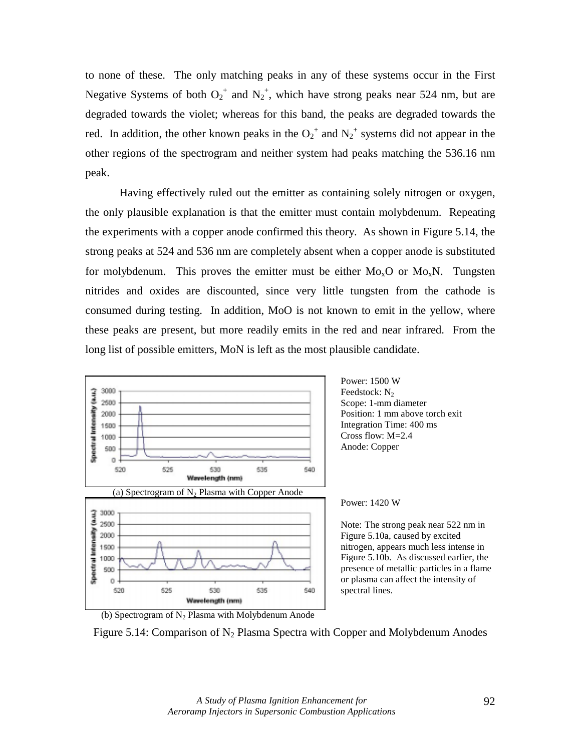to none of these. The only matching peaks in any of these systems occur in the First Negative Systems of both $O_2^+$ and $N_2^+$, which have strong peaks near 524 nm, but are degraded towards the violet; whereas for this band, the peaks are degraded towards the red. In addition, the other known peaks in the $O_2^+$ and $N_2^+$ systems did not appear in the other regions of the spectrogram and neither system had peaks matching the 536.16 nm peak.

Having effectively ruled out the emitter as containing solely nitrogen or oxygen, the only plausible explanation is that the emitter must contain molybdenum. Repeating the experiments with a copper anode confirmed this theory. As shown in Figure 5.14, the strong peaks at 524 and 536 nm are completely absent when a copper anode is substituted for molybdenum. This proves the emitter must be either $Mo_xO$ or $Mo_xN$. Tungsten nitrides and oxides are discounted, since very little tungsten from the cathode is consumed during testing. In addition, MoO is not known to emit in the yellow, where these peaks are present, but more readily emits in the red and near infrared. From the long list of possible emitters, MoN is left as the most plausible candidate.

Power: 1500 W
Feedstock: $N_2$
Scope: 1-mm diameter
Position: 1 mm above torch exit
Integration Time: 400 ms
Cross flow: M=2.4
Anode: Copper

(a) Spectrogram of $N_2$ Plasma with Copper Anode

Power: 1420 W

Note: The strong peak near 522 nm in Figure 5.10a, caused by excited nitrogen, appears much less intense in Figure 5.10b. As discussed earlier, the presence of metallic particles in a flame or plasma can affect the intensity of spectral lines.

(b) Spectrogram of $N_2$ Plasma with Molybdenum Anode

Figure 5.14: Comparison of $N_2$ Plasma Spectra with Copper and Molybdenum Anodes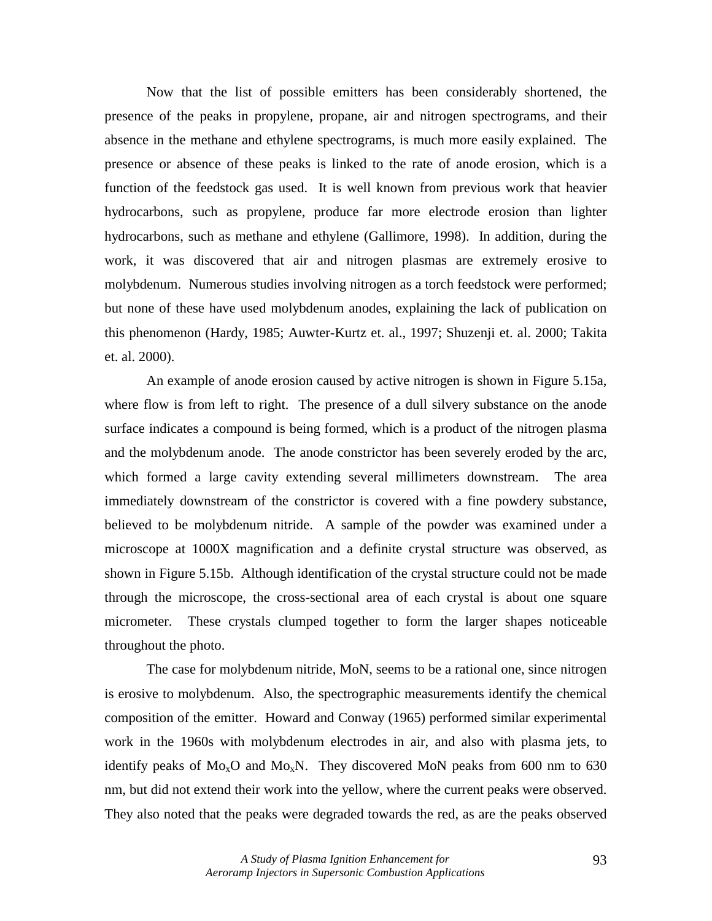Now that the list of possible emitters has been considerably shortened, the presence of the peaks in propylene, propane, air and nitrogen spectrograms, and their absence in the methane and ethylene spectrograms, is much more easily explained. The presence or absence of these peaks is linked to the rate of anode erosion, which is a function of the feedstock gas used. It is well known from previous work that heavier hydrocarbons, such as propylene, produce far more electrode erosion than lighter hydrocarbons, such as methane and ethylene (Gallimore, 1998). In addition, during the work, it was discovered that air and nitrogen plasmas are extremely erosive to molybdenum. Numerous studies involving nitrogen as a torch feedstock were performed; but none of these have used molybdenum anodes, explaining the lack of publication on this phenomenon (Hardy, 1985; Auwter-Kurtz et. al., 1997; Shuzenji et. al. 2000; Takita et. al. 2000).

An example of anode erosion caused by active nitrogen is shown in Figure 5.15a, where flow is from left to right. The presence of a dull silvery substance on the anode surface indicates a compound is being formed, which is a product of the nitrogen plasma and the molybdenum anode. The anode constrictor has been severely eroded by the arc, which formed a large cavity extending several millimeters downstream. The area immediately downstream of the constrictor is covered with a fine powdery substance, believed to be molybdenum nitride. A sample of the powder was examined under a microscope at 1000X magnification and a definite crystal structure was observed, as shown in Figure 5.15b. Although identification of the crystal structure could not be made through the microscope, the cross-sectional area of each crystal is about one square micrometer. These crystals clumped together to form the larger shapes noticeable throughout the photo.

The case for molybdenum nitride, MoN, seems to be a rational one, since nitrogen is erosive to molybdenum. Also, the spectrographic measurements identify the chemical composition of the emitter. Howard and Conway (1965) performed similar experimental work in the 1960s with molybdenum electrodes in air, and also with plasma jets, to identify peaks of $Mo_xO$ and $Mo_xN$. They discovered MoN peaks from 600 nm to 630 nm, but did not extend their work into the yellow, where the current peaks were observed. They also noted that the peaks were degraded towards the red, as are the peaks observed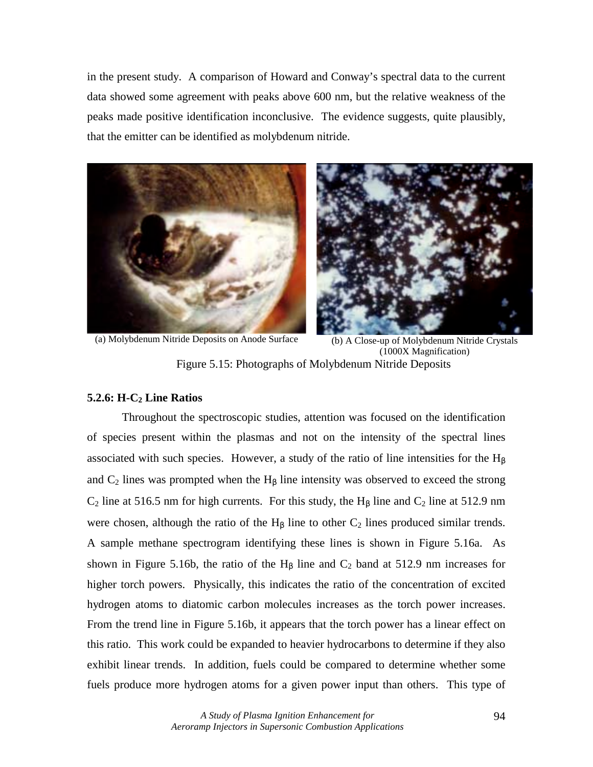in the present study. A comparison of Howard and Conway's spectral data to the current data showed some agreement with peaks above 600 nm, but the relative weakness of the peaks made positive identification inconclusive. The evidence suggests, quite plausibly, that the emitter can be identified as molybdenum nitride.

(a) Molybdenum Nitride Deposits on Anode Surface

(b) A Close-up of Molybdenum Nitride Crystals (1000X Magnification)

Figure 5.15: Photographs of Molybdenum Nitride Deposits

### 5.2.6: H-$C_2$ Line Ratios

Throughout the spectroscopic studies, attention was focused on the identification of species present within the plasmas and not on the intensity of the spectral lines associated with such species. However, a study of the ratio of line intensities for the $H_\beta$ and $C_2$ lines was prompted when the $H_\beta$ line intensity was observed to exceed the strong $C_2$ line at 516.5 nm for high currents. For this study, the $H_\beta$ line and $C_2$ line at 512.9 nm were chosen, although the ratio of the $H_\beta$ line to other $C_2$ lines produced similar trends. A sample methane spectrogram identifying these lines is shown in Figure 5.16a. As shown in Figure 5.16b, the ratio of the $H_\beta$ line and $C_2$ band at 512.9 nm increases for higher torch powers. Physically, this indicates the ratio of the concentration of excited hydrogen atoms to diatomic carbon molecules increases as the torch power increases. From the trend line in Figure 5.16b, it appears that the torch power has a linear effect on this ratio. This work could be expanded to heavier hydrocarbons to determine if they also exhibit linear trends. In addition, fuels could be compared to determine whether some fuels produce more hydrogen atoms for a given power input than others. This type of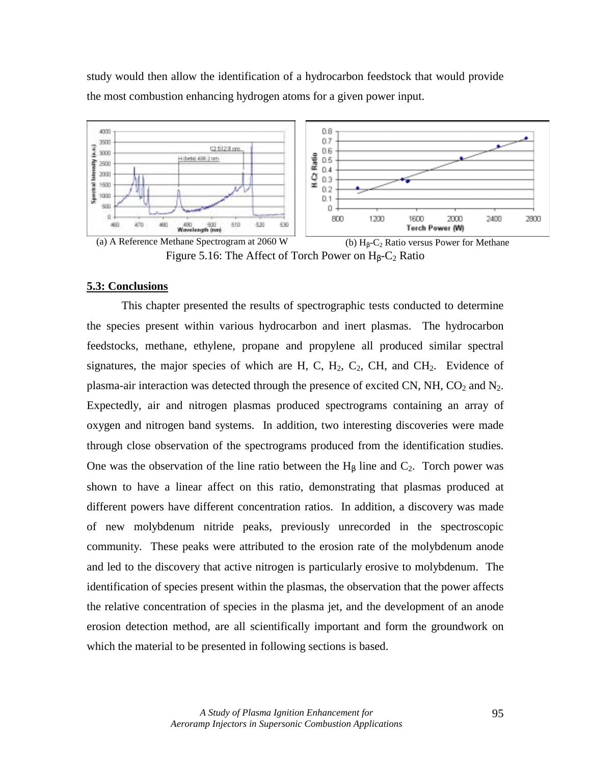study would then allow the identification of a hydrocarbon feedstock that would provide the most combustion enhancing hydrogen atoms for a given power input.

4000
3500
3000
2500
2000
1500
1000
500
0
460 470 480 490 500 510 520 530
Spectral Intensity (a.u.)
Wavelength (nm)
C2 512.9 nm
H (beta) 486.2 nm

0.8
0.7
0.6
0.5
0.4
0.3
0.2
0.1
0
800 1200 1600 2000 2400 2800
H:C2 Ratio
Torch Power (W)

(a) A Reference Methane Spectrogram at 2060 W

(b) $H_\beta$-$C_2$ Ratio versus Power for Methane

Figure 5.16: The Affect of Torch Power on $H_\beta$-$C_2$ Ratio

**5.3: Conclusions**

This chapter presented the results of spectrographic tests conducted to determine the species present within various hydrocarbon and inert plasmas. The hydrocarbon feedstocks, methane, ethylene, propane and propylene all produced similar spectral signatures, the major species of which are H, C, $H_2$, $C_2$, CH, and $CH_2$. Evidence of plasma-air interaction was detected through the presence of excited CN, NH, $CO_2$ and $N_2$. Expectedly, air and nitrogen plasmas produced spectrograms containing an array of oxygen and nitrogen band systems. In addition, two interesting discoveries were made through close observation of the spectrograms produced from the identification studies. One was the observation of the line ratio between the $H_\beta$ line and $C_2$. Torch power was shown to have a linear affect on this ratio, demonstrating that plasmas produced at different powers have different concentration ratios. In addition, a discovery was made of new molybdenum nitride peaks, previously unrecorded in the spectroscopic community. These peaks were attributed to the erosion rate of the molybdenum anode and led to the discovery that active nitrogen is particularly erosive to molybdenum. The identification of species present within the plasmas, the observation that the power affects the relative concentration of species in the plasma jet, and the development of an anode erosion detection method, are all scientifically important and form the groundwork on which the material to be presented in following sections is based.